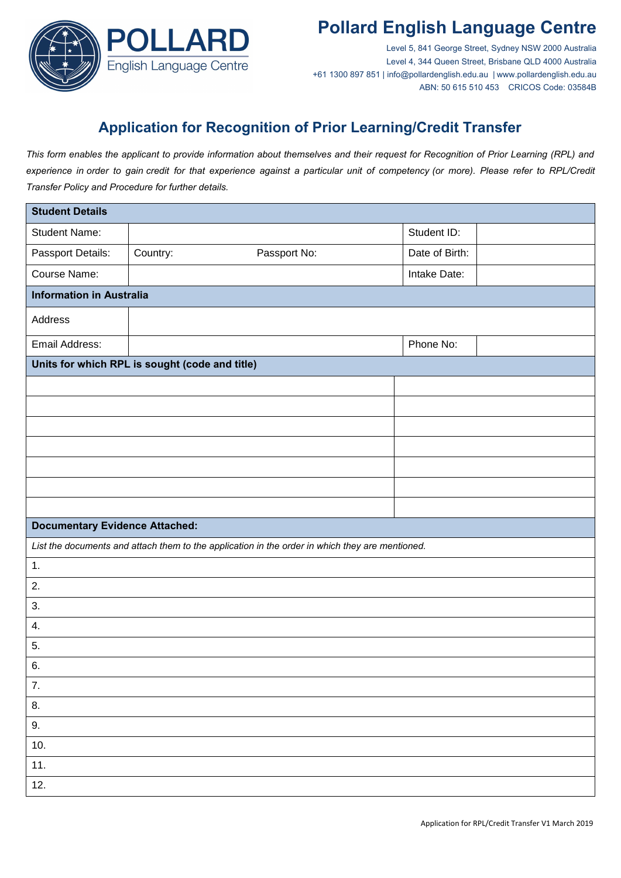# Pollard English Language Centre

Level 5, 841 George Street, Sydney NSW 2000 Australia
Level 4, 344 Queen Street, Brisbane QLD 4000 Australia
+61 1300 897 851 | info@pollardenglish.edu.au | www.pollardenglish.edu.au
ABN: 50 615 510 453 CRICOS Code: 03584B

## Application for Recognition of Prior Learning/Credit Transfer

*This form enables the applicant to provide information about themselves and their request for Recognition of Prior Learning (RPL) and experience in order to gain credit for that experience against a particular unit of competency (or more). Please refer to RPL/Credit Transfer Policy and Procedure for further details.*

| **Student Details** | | | |
|---|---|---|---|
| Student Name: | | Student ID: | |
| Passport Details: | Country: Passport No: | Date of Birth: | |
| Course Name: | | Intake Date: | |
| **Information in Australia** | | | |
| Address | | | |
| Email Address: | | Phone No: | |

| **Units for which RPL is sought (code and title)** | |
|---|---|
| | |
| | |
| | |
| | |
| | |
| | |
| | |

| **Documentary Evidence Attached:** |
|---|
| *List the documents and attach them to the application in the order in which they are mentioned.* |
| 1. |
| 2. |
| 3. |
| 4. |
| 5. |
| 6. |
| 7. |
| 8. |
| 9. |
| 10. |
| 11. |
| 12. |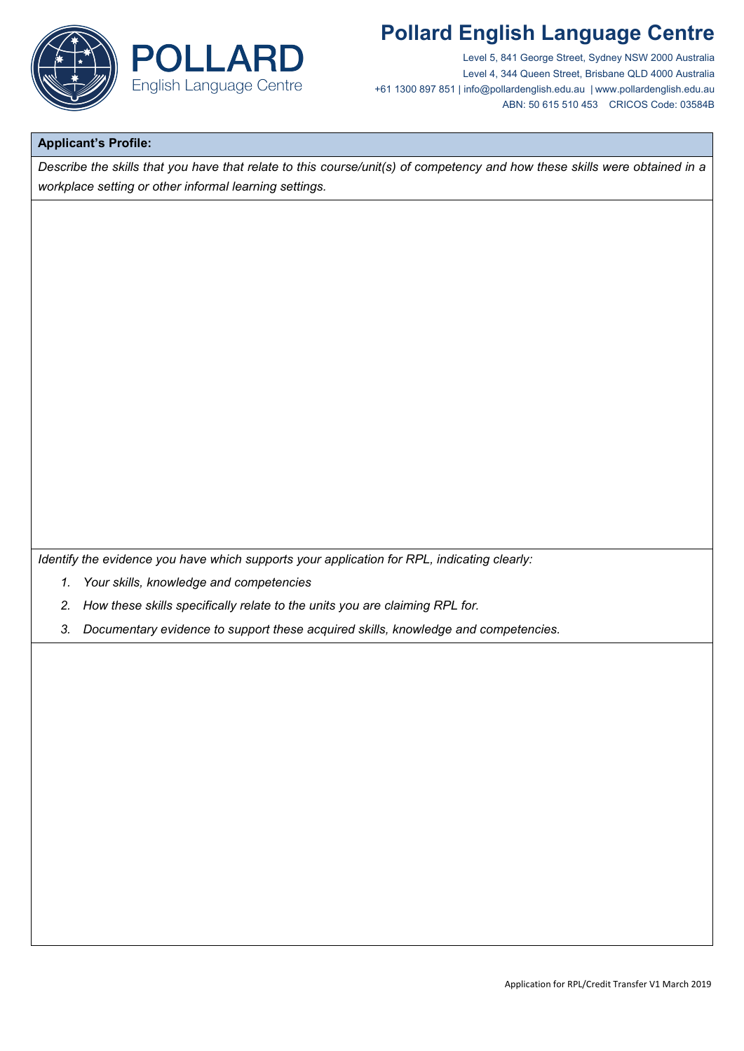**Applicant's Profile:**

*Describe the skills that you have that relate to this course/unit(s) of competency and how these skills were obtained in a workplace setting or other informal learning settings.*

*Identify the evidence you have which supports your application for RPL, indicating clearly:*

1. *Your skills, knowledge and competencies*
2. *How these skills specifically relate to the units you are claiming RPL for.*
3. *Documentary evidence to support these acquired skills, knowledge and competencies.*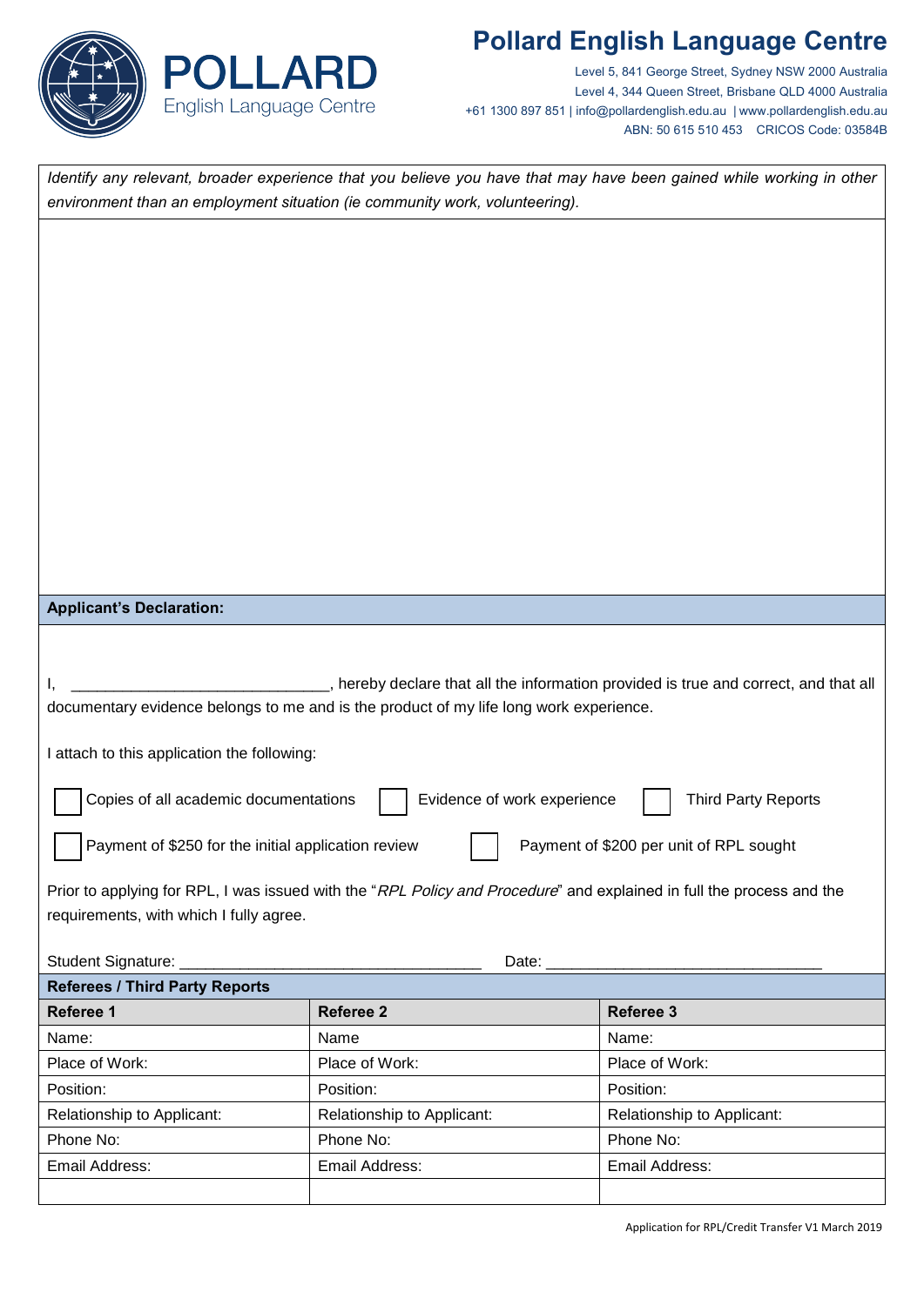*Identify any relevant, broader experience that you believe you have that may have been gained while working in other environment than an employment situation (ie community work, volunteering).*

**Applicant's Declaration:**

I, ______________________________, hereby declare that all the information provided is true and correct, and that all documentary evidence belongs to me and is the product of my life long work experience.

I attach to this application the following:

☐ Copies of all academic documentations ☐ Evidence of work experience ☐ Third Party Reports

☐ Payment of $250 for the initial application review ☐ Payment of $200 per unit of RPL sought

Prior to applying for RPL, I was issued with the "*RPL Policy and Procedure*" and explained in full the process and the requirements, with which I fully agree.

Student Signature: __________________________________ Date: _______________________________

**Referees / Third Party Reports**

| **Referee 1** | **Referee 2** | **Referee 3** |
|---|---|---|
| Name: | Name | Name: |
| Place of Work: | Place of Work: | Place of Work: |
| Position: | Position: | Position: |
| Relationship to Applicant: | Relationship to Applicant: | Relationship to Applicant: |
| Phone No: | Phone No: | Phone No: |
| Email Address: | Email Address: | Email Address: |
| | | |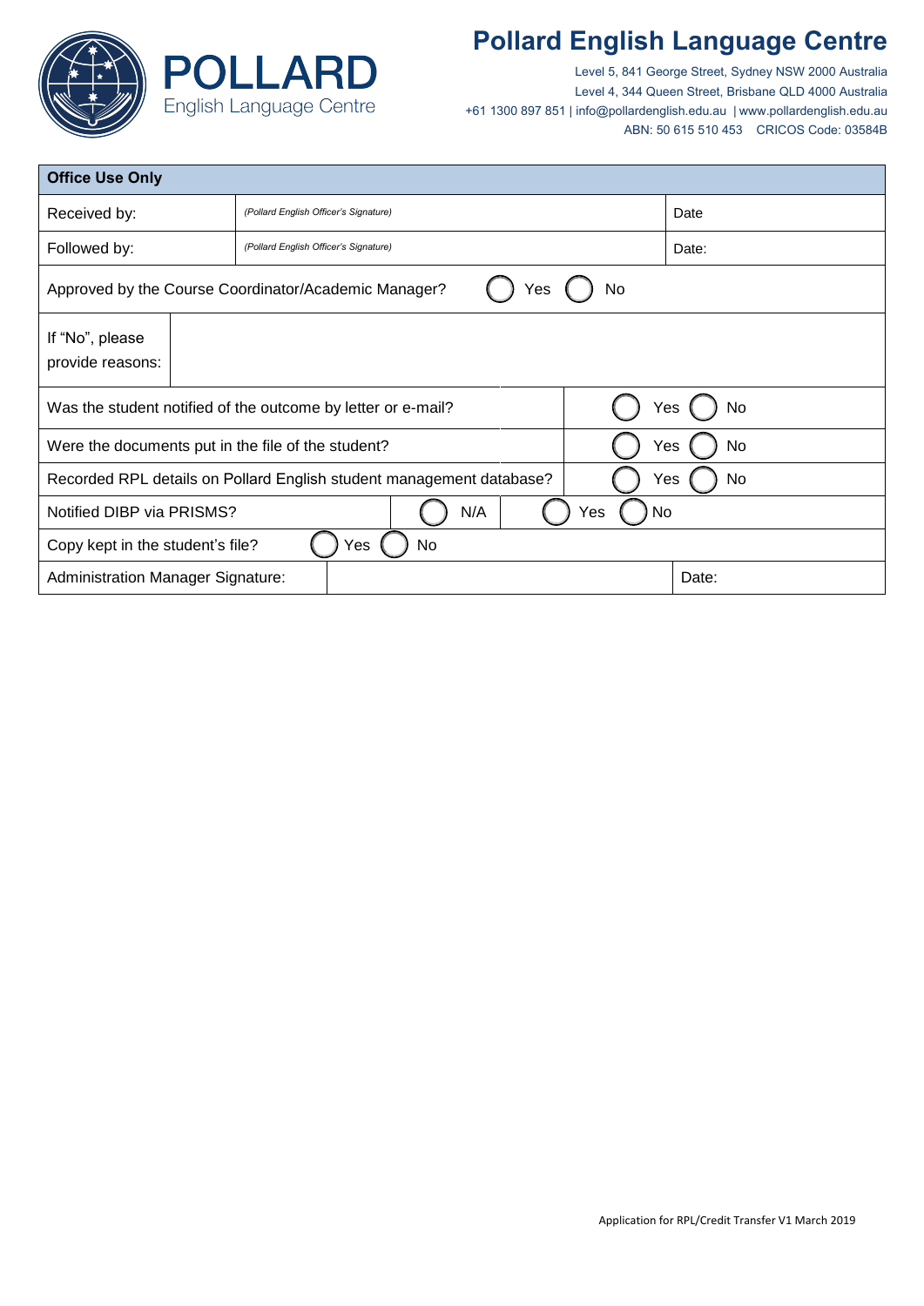# Pollard English Language Centre

Level 5, 841 George Street, Sydney NSW 2000 Australia
Level 4, 344 Queen Street, Brisbane QLD 4000 Australia
+61 1300 897 851 | info@pollardenglish.edu.au | www.pollardenglish.edu.au
ABN: 50 615 510 453 CRICOS Code: 03584B

| **Office Use Only** | | |
|---|---|---|
| Received by: | *(Pollard English Officer's Signature)* | Date |
| Followed by: | *(Pollard English Officer's Signature)* | Date: |
| Approved by the Course Coordinator/Academic Manager? ◯ Yes ◯ No | | |
| If "No", please provide reasons: | | |
| Was the student notified of the outcome by letter or e-mail? | ◯ Yes ◯ No | |
| Were the documents put in the file of the student? | ◯ Yes ◯ No | |
| Recorded RPL details on Pollard English student management database? | ◯ Yes ◯ No | |
| Notified DIBP via PRISMS? | ◯ N/A | ◯ Yes ◯ No |
| Copy kept in the student's file? ◯ Yes ◯ No | | |
| Administration Manager Signature: | | Date: |

Application for RPL/Credit Transfer V1 March 2019